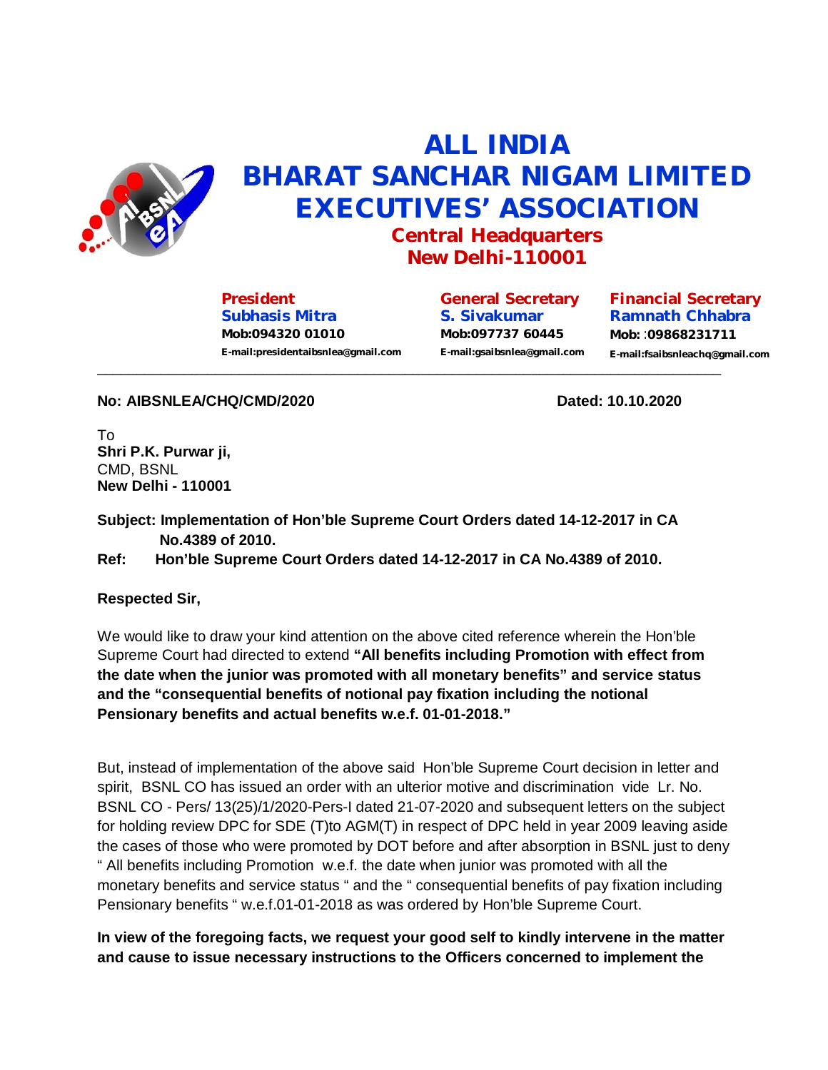# ALL INDIA
# BHARAT SANCHAR NIGAM LIMITED
# EXECUTIVES' ASSOCIATION

**Central Headquarters**
**New Delhi-110001**

| President | General Secretary | Financial Secretary |
|---|---|---|
| Subhasis Mitra | S. Sivakumar | Ramnath Chhabra |
| Mob:094320 01010 | Mob:097737 60445 | Mob: :09868231711 |
| E-mail:presidentaibsnlea@gmail.com | E-mail:gsaibsnlea@gmail.com | E-mail:fsaibsnleachq@gmail.com |

---

**No: AIBSNLEA/CHQ/CMD/2020** **Dated: 10.10.2020**

To
**Shri P.K. Purwar ji,**
CMD, BSNL
**New Delhi - 110001**

**Subject: Implementation of Hon'ble Supreme Court Orders dated 14-12-2017 in CA No.4389 of 2010.**

**Ref: Hon'ble Supreme Court Orders dated 14-12-2017 in CA No.4389 of 2010.**

**Respected Sir,**

We would like to draw your kind attention on the above cited reference wherein the Hon'ble Supreme Court had directed to extend **"All benefits including Promotion with effect from the date when the junior was promoted with all monetary benefits" and service status and the "consequential benefits of notional pay fixation including the notional Pensionary benefits and actual benefits w.e.f. 01-01-2018."**

But, instead of implementation of the above said Hon'ble Supreme Court decision in letter and spirit, BSNL CO has issued an order with an ulterior motive and discrimination vide Lr. No. BSNL CO - Pers/ 13(25)/1/2020-Pers-I dated 21-07-2020 and subsequent letters on the subject for holding review DPC for SDE (T)to AGM(T) in respect of DPC held in year 2009 leaving aside the cases of those who were promoted by DOT before and after absorption in BSNL just to deny " All benefits including Promotion w.e.f. the date when junior was promoted with all the monetary benefits and service status " and the " consequential benefits of pay fixation including Pensionary benefits " w.e.f.01-01-2018 as was ordered by Hon'ble Supreme Court.

**In view of the foregoing facts, we request your good self to kindly intervene in the matter and cause to issue necessary instructions to the Officers concerned to implement the**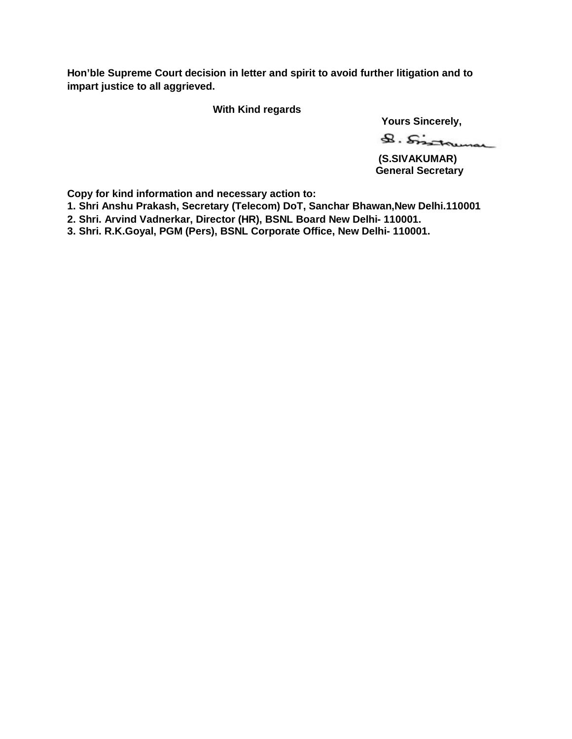**Hon'ble Supreme Court decision in letter and spirit to avoid further litigation and to impart justice to all aggrieved.**

**With Kind regards**

**Yours Sincerely,**

**(S.SIVAKUMAR)**
**General Secretary**

**Copy for kind information and necessary action to:**

**1. Shri Anshu Prakash, Secretary (Telecom) DoT, Sanchar Bhawan,New Delhi.110001**
**2. Shri. Arvind Vadnerkar, Director (HR), BSNL Board New Delhi- 110001.**
**3. Shri. R.K.Goyal, PGM (Pers), BSNL Corporate Office, New Delhi- 110001.**